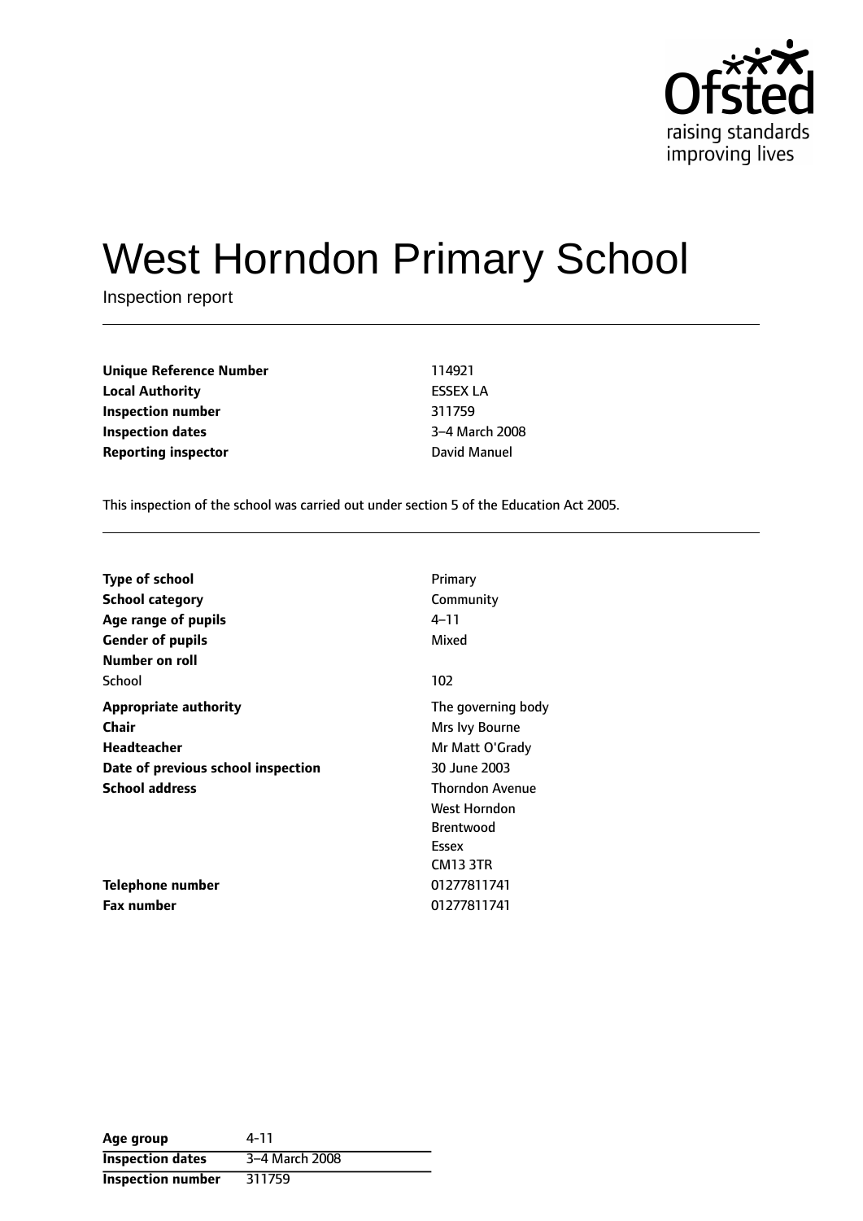Ofsted
raising standards
improving lives

# West Horndon Primary School

Inspection report

| | |
|---|---|
| **Unique Reference Number** | 114921 |
| **Local Authority** | ESSEX LA |
| **Inspection number** | 311759 |
| **Inspection dates** | 3–4 March 2008 |
| **Reporting inspector** | David Manuel |

This inspection of the school was carried out under section 5 of the Education Act 2005.

| | |
|---|---|
| **Type of school** | Primary |
| **School category** | Community |
| **Age range of pupils** | 4–11 |
| **Gender of pupils** | Mixed |
| **Number on roll** | |
| School | 102 |
| **Appropriate authority** | The governing body |
| **Chair** | Mrs Ivy Bourne |
| **Headteacher** | Mr Matt O'Grady |
| **Date of previous school inspection** | 30 June 2003 |
| **School address** | Thorndon Avenue<br>West Horndon<br>Brentwood<br>Essex<br>CM13 3TR |
| **Telephone number** | 01277811741 |
| **Fax number** | 01277811741 |

| | |
|---|---|
| **Age group** | 4-11 |
| **Inspection dates** | 3–4 March 2008 |
| **Inspection number** | 311759 |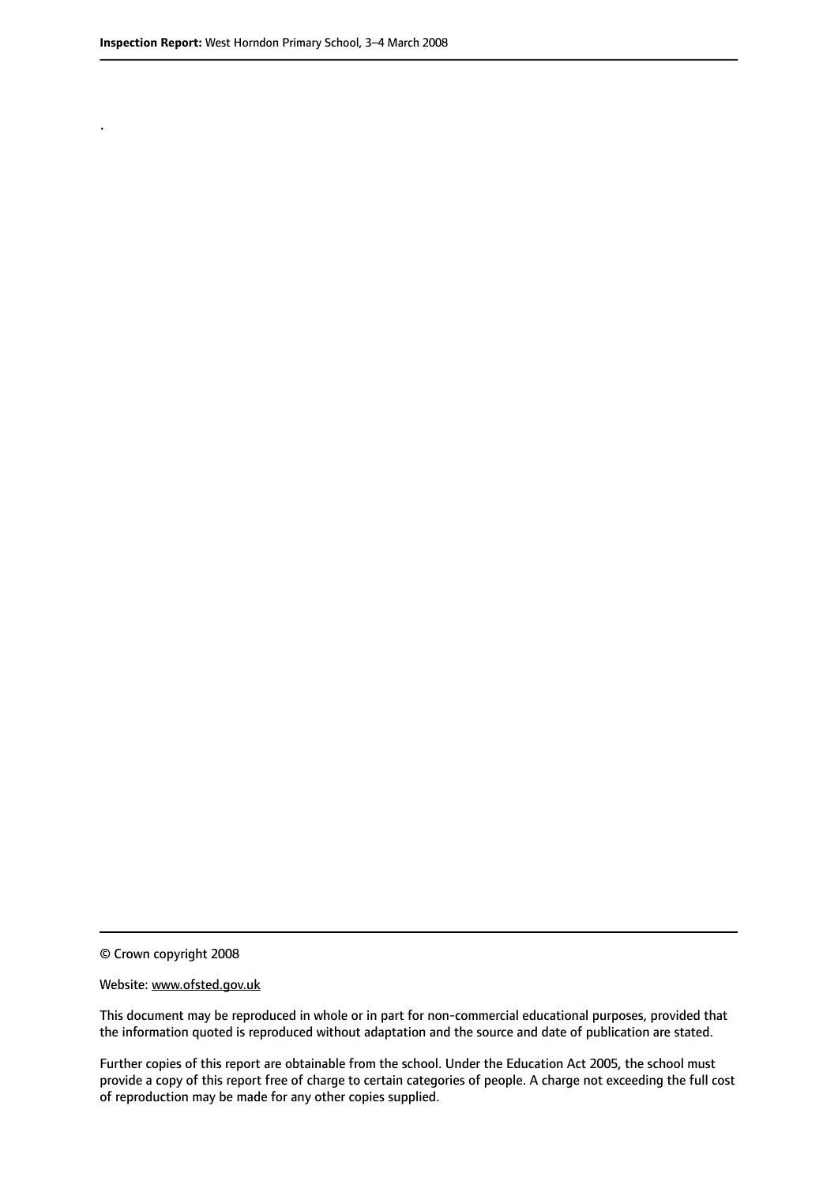.

© Crown copyright 2008

Website: www.ofsted.gov.uk

This document may be reproduced in whole or in part for non-commercial educational purposes, provided that the information quoted is reproduced without adaptation and the source and date of publication are stated.

Further copies of this report are obtainable from the school. Under the Education Act 2005, the school must provide a copy of this report free of charge to certain categories of people. A charge not exceeding the full cost of reproduction may be made for any other copies supplied.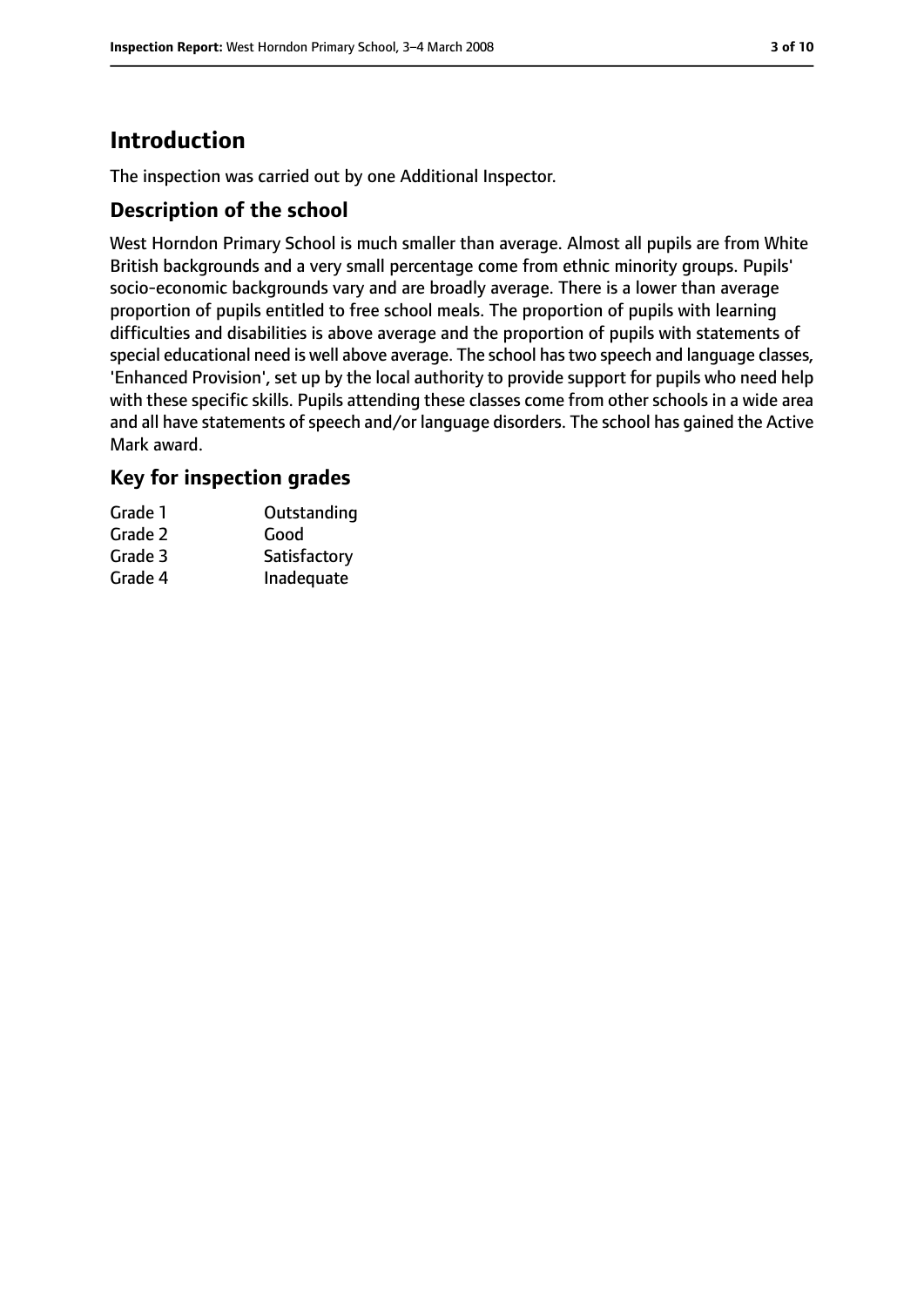# Introduction

The inspection was carried out by one Additional Inspector.

## Description of the school

West Horndon Primary School is much smaller than average. Almost all pupils are from White British backgrounds and a very small percentage come from ethnic minority groups. Pupils' socio-economic backgrounds vary and are broadly average. There is a lower than average proportion of pupils entitled to free school meals. The proportion of pupils with learning difficulties and disabilities is above average and the proportion of pupils with statements of special educational need is well above average. The school has two speech and language classes, 'Enhanced Provision', set up by the local authority to provide support for pupils who need help with these specific skills. Pupils attending these classes come from other schools in a wide area and all have statements of speech and/or language disorders. The school has gained the Active Mark award.

## Key for inspection grades

| | |
|---|---|
| Grade 1 | Outstanding |
| Grade 2 | Good |
| Grade 3 | Satisfactory |
| Grade 4 | Inadequate |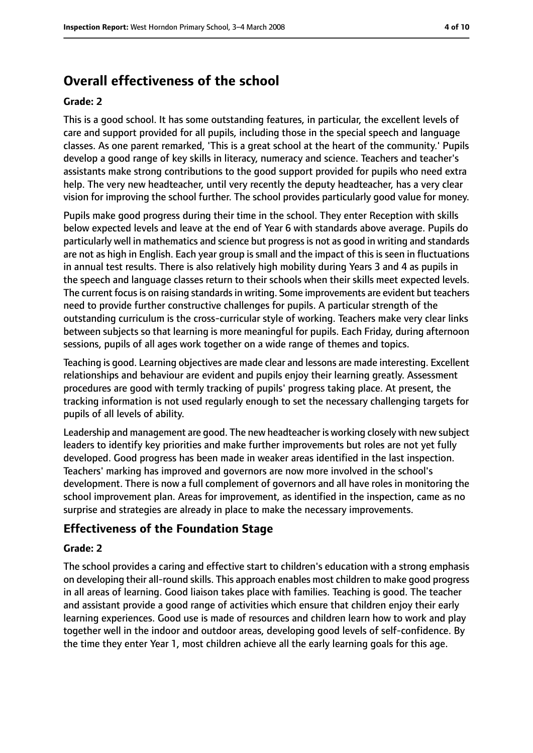# Overall effectiveness of the school

**Grade: 2**

This is a good school. It has some outstanding features, in particular, the excellent levels of care and support provided for all pupils, including those in the special speech and language classes. As one parent remarked, 'This is a great school at the heart of the community.' Pupils develop a good range of key skills in literacy, numeracy and science. Teachers and teacher's assistants make strong contributions to the good support provided for pupils who need extra help. The very new headteacher, until very recently the deputy headteacher, has a very clear vision for improving the school further. The school provides particularly good value for money.

Pupils make good progress during their time in the school. They enter Reception with skills below expected levels and leave at the end of Year 6 with standards above average. Pupils do particularly well in mathematics and science but progress is not as good in writing and standards are not as high in English. Each year group is small and the impact of this is seen in fluctuations in annual test results. There is also relatively high mobility during Years 3 and 4 as pupils in the speech and language classes return to their schools when their skills meet expected levels. The current focus is on raising standards in writing. Some improvements are evident but teachers need to provide further constructive challenges for pupils. A particular strength of the outstanding curriculum is the cross-curricular style of working. Teachers make very clear links between subjects so that learning is more meaningful for pupils. Each Friday, during afternoon sessions, pupils of all ages work together on a wide range of themes and topics.

Teaching is good. Learning objectives are made clear and lessons are made interesting. Excellent relationships and behaviour are evident and pupils enjoy their learning greatly. Assessment procedures are good with termly tracking of pupils' progress taking place. At present, the tracking information is not used regularly enough to set the necessary challenging targets for pupils of all levels of ability.

Leadership and management are good. The new headteacher is working closely with new subject leaders to identify key priorities and make further improvements but roles are not yet fully developed. Good progress has been made in weaker areas identified in the last inspection. Teachers' marking has improved and governors are now more involved in the school's development. There is now a full complement of governors and all have roles in monitoring the school improvement plan. Areas for improvement, as identified in the inspection, came as no surprise and strategies are already in place to make the necessary improvements.

## Effectiveness of the Foundation Stage

**Grade: 2**

The school provides a caring and effective start to children's education with a strong emphasis on developing their all-round skills. This approach enables most children to make good progress in all areas of learning. Good liaison takes place with families. Teaching is good. The teacher and assistant provide a good range of activities which ensure that children enjoy their early learning experiences. Good use is made of resources and children learn how to work and play together well in the indoor and outdoor areas, developing good levels of self-confidence. By the time they enter Year 1, most children achieve all the early learning goals for this age.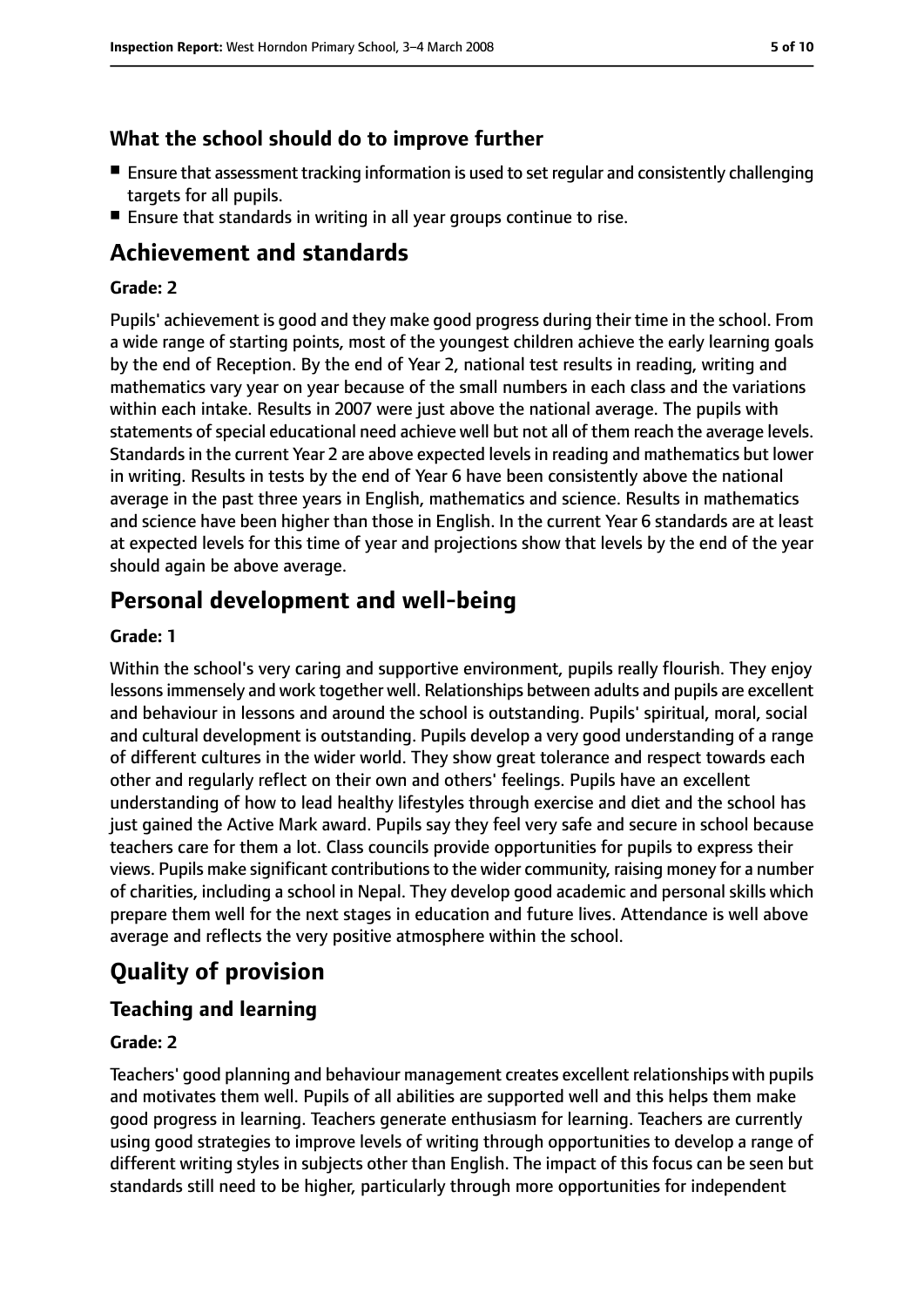### What the school should do to improve further

- Ensure that assessment tracking information is used to set regular and consistently challenging targets for all pupils.
- Ensure that standards in writing in all year groups continue to rise.

## Achievement and standards

**Grade: 2**

Pupils' achievement is good and they make good progress during their time in the school. From a wide range of starting points, most of the youngest children achieve the early learning goals by the end of Reception. By the end of Year 2, national test results in reading, writing and mathematics vary year on year because of the small numbers in each class and the variations within each intake. Results in 2007 were just above the national average. The pupils with statements of special educational need achieve well but not all of them reach the average levels. Standards in the current Year 2 are above expected levels in reading and mathematics but lower in writing. Results in tests by the end of Year 6 have been consistently above the national average in the past three years in English, mathematics and science. Results in mathematics and science have been higher than those in English. In the current Year 6 standards are at least at expected levels for this time of year and projections show that levels by the end of the year should again be above average.

## Personal development and well-being

**Grade: 1**

Within the school's very caring and supportive environment, pupils really flourish. They enjoy lessons immensely and work together well. Relationships between adults and pupils are excellent and behaviour in lessons and around the school is outstanding. Pupils' spiritual, moral, social and cultural development is outstanding. Pupils develop a very good understanding of a range of different cultures in the wider world. They show great tolerance and respect towards each other and regularly reflect on their own and others' feelings. Pupils have an excellent understanding of how to lead healthy lifestyles through exercise and diet and the school has just gained the Active Mark award. Pupils say they feel very safe and secure in school because teachers care for them a lot. Class councils provide opportunities for pupils to express their views. Pupils make significant contributions to the wider community, raising money for a number of charities, including a school in Nepal. They develop good academic and personal skills which prepare them well for the next stages in education and future lives. Attendance is well above average and reflects the very positive atmosphere within the school.

## Quality of provision

### Teaching and learning

**Grade: 2**

Teachers' good planning and behaviour management creates excellent relationships with pupils and motivates them well. Pupils of all abilities are supported well and this helps them make good progress in learning. Teachers generate enthusiasm for learning. Teachers are currently using good strategies to improve levels of writing through opportunities to develop a range of different writing styles in subjects other than English. The impact of this focus can be seen but standards still need to be higher, particularly through more opportunities for independent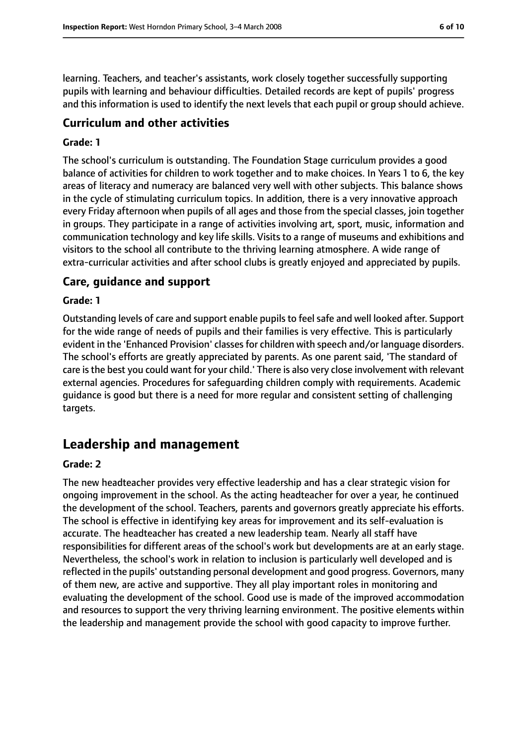learning. Teachers, and teacher's assistants, work closely together successfully supporting pupils with learning and behaviour difficulties. Detailed records are kept of pupils' progress and this information is used to identify the next levels that each pupil or group should achieve.

### Curriculum and other activities

#### Grade: 1

The school's curriculum is outstanding. The Foundation Stage curriculum provides a good balance of activities for children to work together and to make choices. In Years 1 to 6, the key areas of literacy and numeracy are balanced very well with other subjects. This balance shows in the cycle of stimulating curriculum topics. In addition, there is a very innovative approach every Friday afternoon when pupils of all ages and those from the special classes, join together in groups. They participate in a range of activities involving art, sport, music, information and communication technology and key life skills. Visits to a range of museums and exhibitions and visitors to the school all contribute to the thriving learning atmosphere. A wide range of extra-curricular activities and after school clubs is greatly enjoyed and appreciated by pupils.

### Care, guidance and support

#### Grade: 1

Outstanding levels of care and support enable pupils to feel safe and well looked after. Support for the wide range of needs of pupils and their families is very effective. This is particularly evident in the 'Enhanced Provision' classes for children with speech and/or language disorders. The school's efforts are greatly appreciated by parents. As one parent said, 'The standard of care is the best you could want for your child.' There is also very close involvement with relevant external agencies. Procedures for safeguarding children comply with requirements. Academic guidance is good but there is a need for more regular and consistent setting of challenging targets.

## Leadership and management

#### Grade: 2

The new headteacher provides very effective leadership and has a clear strategic vision for ongoing improvement in the school. As the acting headteacher for over a year, he continued the development of the school. Teachers, parents and governors greatly appreciate his efforts. The school is effective in identifying key areas for improvement and its self-evaluation is accurate. The headteacher has created a new leadership team. Nearly all staff have responsibilities for different areas of the school's work but developments are at an early stage. Nevertheless, the school's work in relation to inclusion is particularly well developed and is reflected in the pupils' outstanding personal development and good progress. Governors, many of them new, are active and supportive. They all play important roles in monitoring and evaluating the development of the school. Good use is made of the improved accommodation and resources to support the very thriving learning environment. The positive elements within the leadership and management provide the school with good capacity to improve further.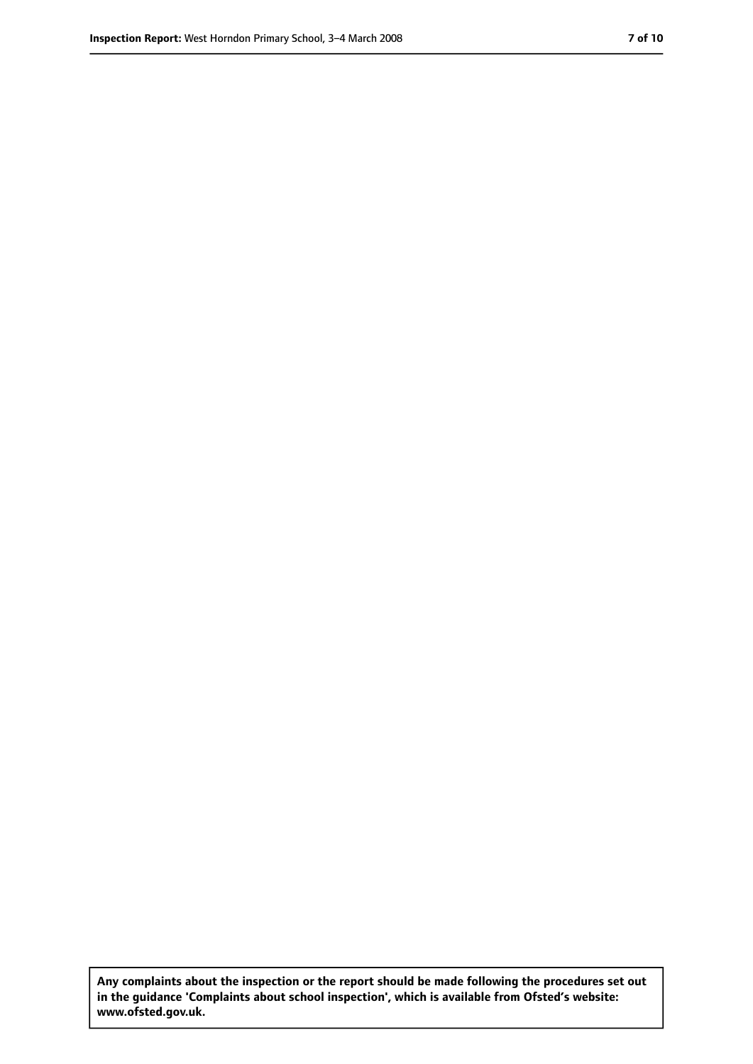**Any complaints about the inspection or the report should be made following the procedures set out in the guidance 'Complaints about school inspection', which is available from Ofsted's website: www.ofsted.gov.uk.**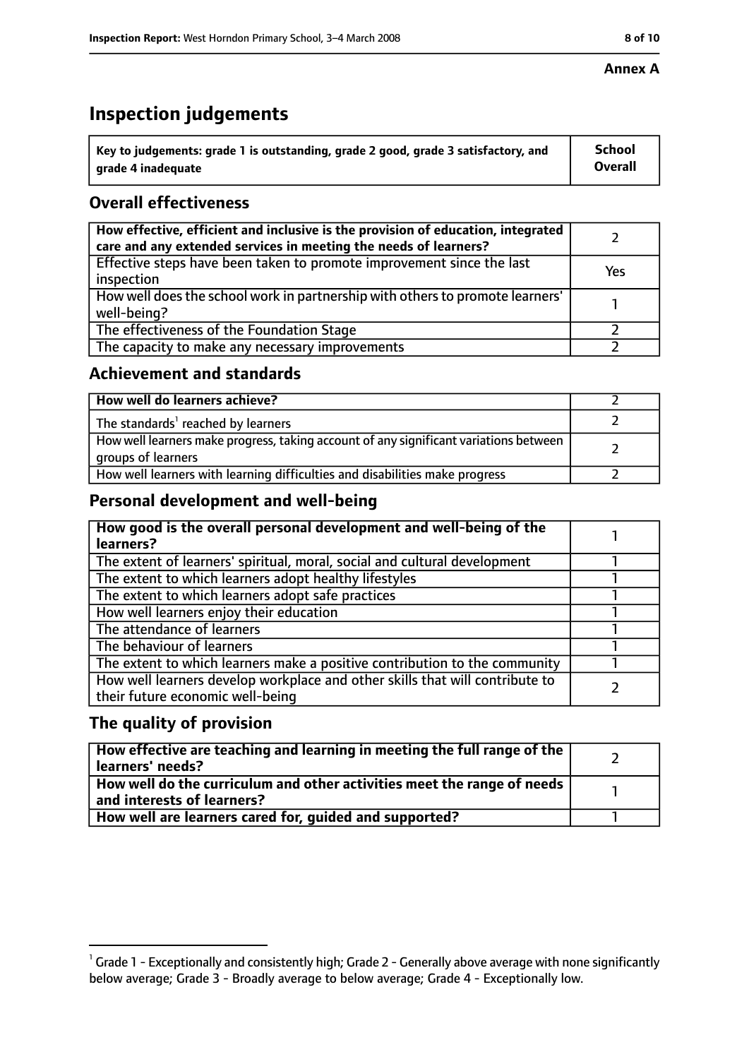**Annex A**

# Inspection judgements

| Key to judgements: grade 1 is outstanding, grade 2 good, grade 3 satisfactory, and grade 4 inadequate | School Overall |
|---|---|

## Overall effectiveness

| | |
|---|---|
| How effective, efficient and inclusive is the provision of education, integrated care and any extended services in meeting the needs of learners? | 2 |
| Effective steps have been taken to promote improvement since the last inspection | Yes |
| How well does the school work in partnership with others to promote learners' well-being? | 1 |
| The effectiveness of the Foundation Stage | 2 |
| The capacity to make any necessary improvements | 2 |

## Achievement and standards

| | |
|---|---|
| **How well do learners achieve?** | 2 |
| The standards[1] reached by learners | 2 |
| How well learners make progress, taking account of any significant variations between groups of learners | 2 |
| How well learners with learning difficulties and disabilities make progress | 2 |

## Personal development and well-being

| | |
|---|---|
| **How good is the overall personal development and well-being of the learners?** | 1 |
| The extent of learners' spiritual, moral, social and cultural development | 1 |
| The extent to which learners adopt healthy lifestyles | 1 |
| The extent to which learners adopt safe practices | 1 |
| How well learners enjoy their education | 1 |
| The attendance of learners | 1 |
| The behaviour of learners | 1 |
| The extent to which learners make a positive contribution to the community | 1 |
| How well learners develop workplace and other skills that will contribute to their future economic well-being | 2 |

## The quality of provision

| | |
|---|---|
| **How effective are teaching and learning in meeting the full range of the learners' needs?** | 2 |
| **How well do the curriculum and other activities meet the range of needs and interests of learners?** | 1 |
| **How well are learners cared for, guided and supported?** | 1 |

[1] Grade 1 - Exceptionally and consistently high; Grade 2 - Generally above average with none significantly below average; Grade 3 - Broadly average to below average; Grade 4 - Exceptionally low.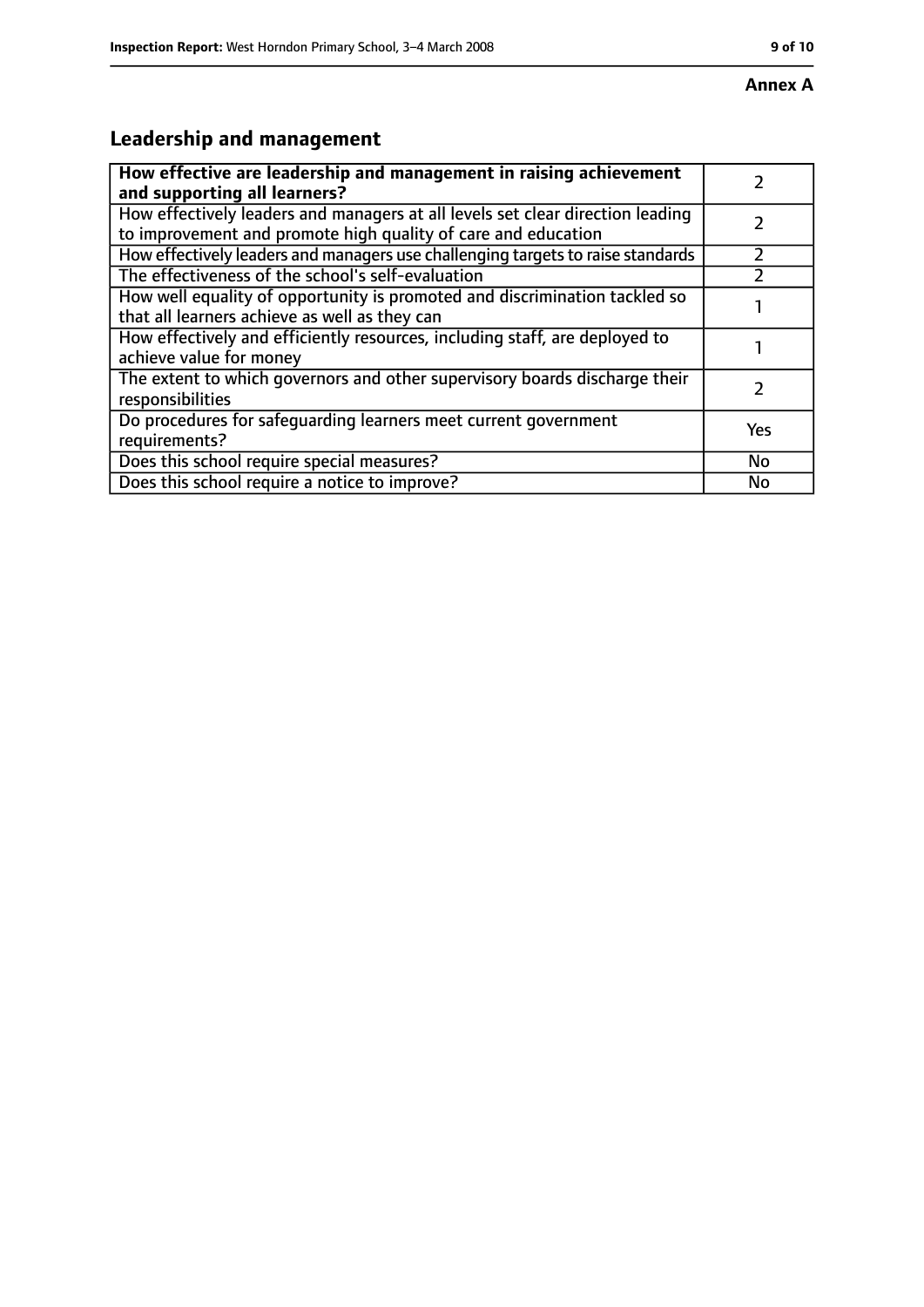**Annex A**

## Leadership and management

| **How effective are leadership and management in raising achievement and supporting all learners?** | 2 |
|---|---|
| How effectively leaders and managers at all levels set clear direction leading to improvement and promote high quality of care and education | 2 |
| How effectively leaders and managers use challenging targets to raise standards | 2 |
| The effectiveness of the school's self-evaluation | 2 |
| How well equality of opportunity is promoted and discrimination tackled so that all learners achieve as well as they can | 1 |
| How effectively and efficiently resources, including staff, are deployed to achieve value for money | 1 |
| The extent to which governors and other supervisory boards discharge their responsibilities | 2 |
| Do procedures for safeguarding learners meet current government requirements? | Yes |
| Does this school require special measures? | No |
| Does this school require a notice to improve? | No |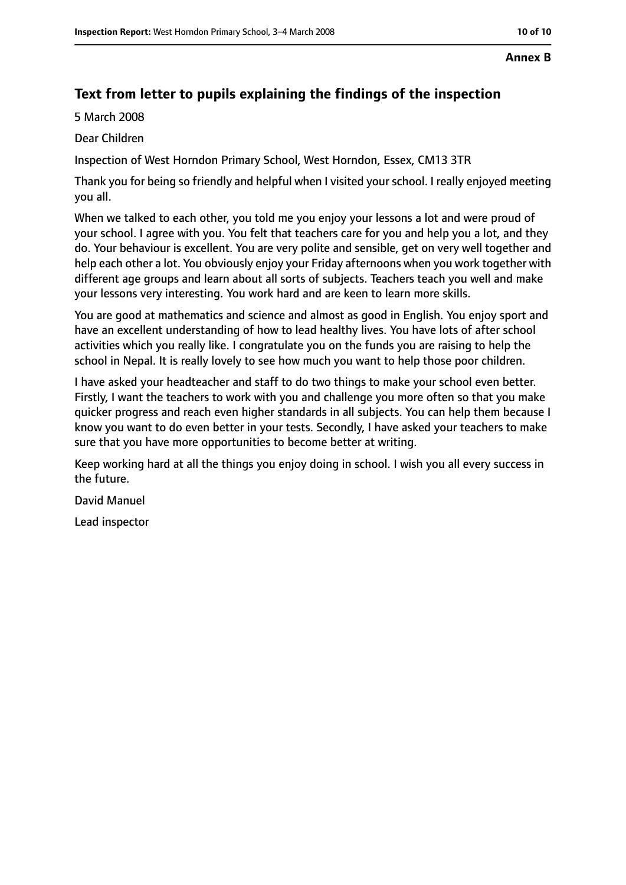**Annex B**

## Text from letter to pupils explaining the findings of the inspection

5 March 2008

Dear Children

Inspection of West Horndon Primary School, West Horndon, Essex, CM13 3TR

Thank you for being so friendly and helpful when I visited your school. I really enjoyed meeting you all.

When we talked to each other, you told me you enjoy your lessons a lot and were proud of your school. I agree with you. You felt that teachers care for you and help you a lot, and they do. Your behaviour is excellent. You are very polite and sensible, get on very well together and help each other a lot. You obviously enjoy your Friday afternoons when you work together with different age groups and learn about all sorts of subjects. Teachers teach you well and make your lessons very interesting. You work hard and are keen to learn more skills.

You are good at mathematics and science and almost as good in English. You enjoy sport and have an excellent understanding of how to lead healthy lives. You have lots of after school activities which you really like. I congratulate you on the funds you are raising to help the school in Nepal. It is really lovely to see how much you want to help those poor children.

I have asked your headteacher and staff to do two things to make your school even better. Firstly, I want the teachers to work with you and challenge you more often so that you make quicker progress and reach even higher standards in all subjects. You can help them because I know you want to do even better in your tests. Secondly, I have asked your teachers to make sure that you have more opportunities to become better at writing.

Keep working hard at all the things you enjoy doing in school. I wish you all every success in the future.

David Manuel

Lead inspector